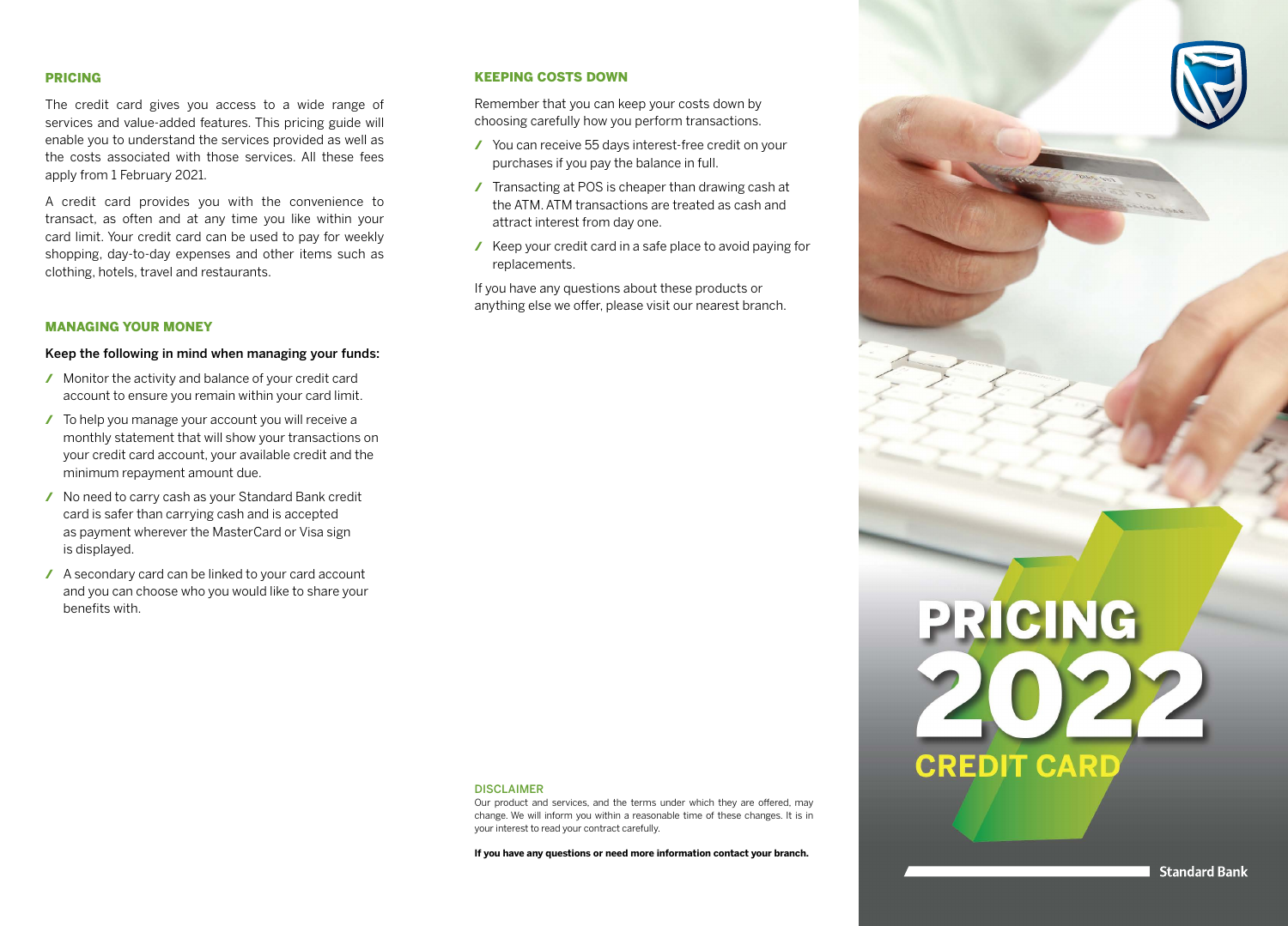## PRICING

The credit card gives you access to a wide range of services and value-added features. This pricing guide will enable you to understand the services provided as well as the costs associated with those services. All these fees apply from 1 February 2021.

A credit card provides you with the convenience to transact, as often and at any time you like within your card limit. Your credit card can be used to pay for weekly shopping, day-to-day expenses and other items such as clothing, hotels, travel and restaurants.

## MANAGING YOUR MONEY

**Keep the following in mind when managing your funds:**

- Monitor the activity and balance of your credit card account to ensure you remain within your card limit.
- To help you manage your account you will receive a monthly statement that will show your transactions on your credit card account, your available credit and the minimum repayment amount due.
- No need to carry cash as your Standard Bank credit card is safer than carrying cash and is accepted as payment wherever the MasterCard or Visa sign is displayed.
- A secondary card can be linked to your card account and you can choose who you would like to share your benefits with.

## KEEPING COSTS DOWN

Remember that you can keep your costs down by choosing carefully how you perform transactions.

- You can receive 55 days interest-free credit on your purchases if you pay the balance in full.
- Transacting at POS is cheaper than drawing cash at the ATM. ATM transactions are treated as cash and attract interest from day one.
- Keep your credit card in a safe place to avoid paying for replacements.

If you have any questions about these products or anything else we offer, please visit our nearest branch.

### DISCLAIMER

Our product and services, and the terms under which they are offered, may change. We will inform you within a reasonable time of these changes. It is in your interest to read your contract carefully.

**If you have any questions or need more information contact your branch.**

# PRICING 2022

## CREDIT CARD

Standard Bank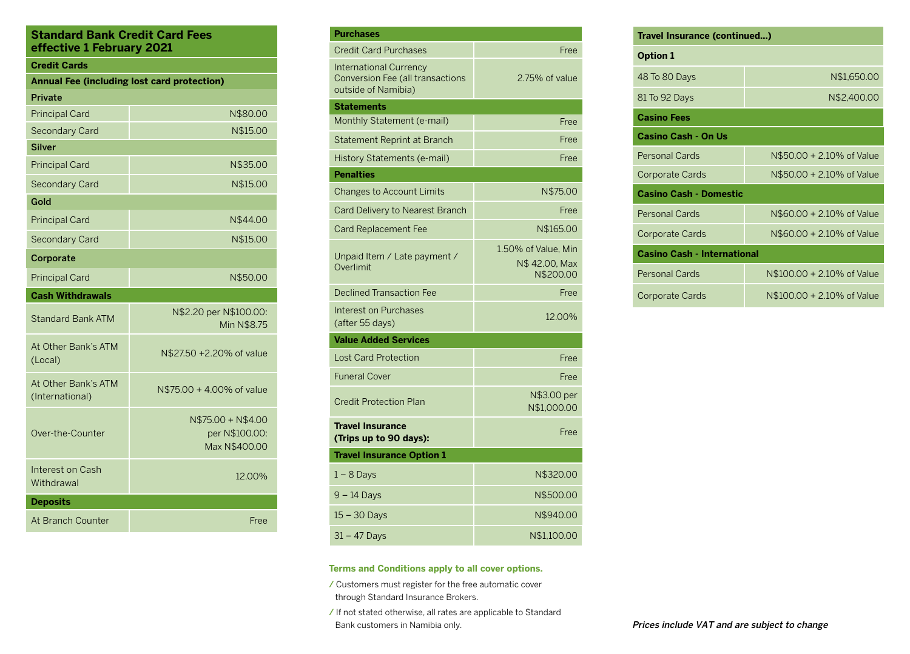# Standard Bank Credit Card Fees effective 1 February 2021

| Credit Cards | |
|---|---|
| **Annual Fee (including lost card protection)** | |
| **Private** | |
| Principal Card | N$80.00 |
| Secondary Card | N$15.00 |
| **Silver** | |
| Principal Card | N$35.00 |
| Secondary Card | N$15.00 |
| **Gold** | |
| Principal Card | N$44.00 |
| Secondary Card | N$15.00 |
| **Corporate** | |
| Principal Card | N$50.00 |
| **Cash Withdrawals** | |
| Standard Bank ATM | N$2.20 per N$100.00: Min N$8.75 |
| At Other Bank's ATM (Local) | N$27.50 +2.20% of value |
| At Other Bank's ATM (International) | N$75.00 + 4.00% of value |
| Over-the-Counter | N$75.00 + N$4.00 per N$100.00: Max N$400.00 |
| Interest on Cash Withdrawal | 12.00% |
| **Deposits** | |
| At Branch Counter | Free |

| Purchases | |
|---|---|
| Credit Card Purchases | Free |
| International Currency Conversion Fee (all transactions outside of Namibia) | 2.75% of value |
| **Statements** | |
| Monthly Statement (e-mail) | Free |
| Statement Reprint at Branch | Free |
| History Statements (e-mail) | Free |
| **Penalties** | |
| Changes to Account Limits | N$75.00 |
| Card Delivery to Nearest Branch | Free |
| Card Replacement Fee | N$165.00 |
| Unpaid Item / Late payment / Overlimit | 1.50% of Value, Min N$ 42.00, Max N$200.00 |
| Declined Transaction Fee | Free |
| Interest on Purchases (after 55 days) | 12.00% |
| **Value Added Services** | |
| Lost Card Protection | Free |
| Funeral Cover | Free |
| Credit Protection Plan | N$3.00 per N$1,000.00 |
| **Travel Insurance (Trips up to 90 days):** | Free |
| **Travel Insurance Option 1** | |
| 1 – 8 Days | N$320.00 |
| 9 – 14 Days | N$500.00 |
| 15 – 30 Days | N$940.00 |
| 31 – 47 Days | N$1,100.00 |

**Terms and Conditions apply to all cover options.**

- Customers must register for the free automatic cover through Standard Insurance Brokers.
- If not stated otherwise, all rates are applicable to Standard Bank customers in Namibia only.

| Travel Insurance (continued...) | |
|---|---|
| **Option 1** | |
| 48 To 80 Days | N$1,650.00 |
| 81 To 92 Days | N$2,400.00 |
| **Casino Fees** | |
| **Casino Cash - On Us** | |
| Personal Cards | N$50.00 + 2.10% of Value |
| Corporate Cards | N$50.00 + 2.10% of Value |
| **Casino Cash - Domestic** | |
| Personal Cards | N$60.00 + 2.10% of Value |
| Corporate Cards | N$60.00 + 2.10% of Value |
| **Casino Cash - International** | |
| Personal Cards | N$100.00 + 2.10% of Value |
| Corporate Cards | N$100.00 + 2.10% of Value |

*Prices include VAT and are subject to change*